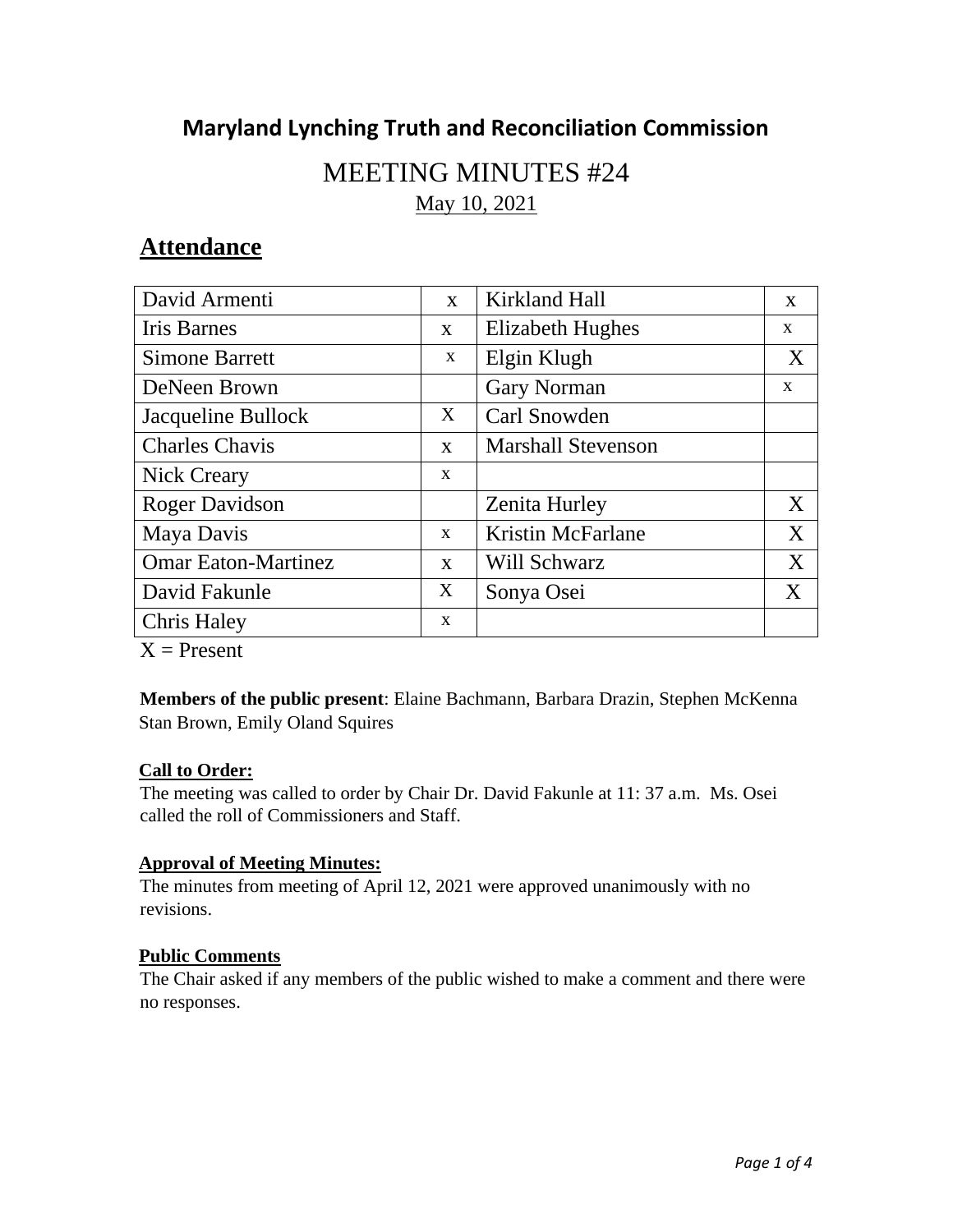## Maryland Lynching Truth and Reconciliation Commission

# MEETING MINUTES #24

May 10, 2021

## Attendance

| | | | |
|---|---|---|---|
| David Armenti | x | Kirkland Hall | x |
| Iris Barnes | x | Elizabeth Hughes | x |
| Simone Barrett | x | Elgin Klugh | X |
| DeNeen Brown | | Gary Norman | x |
| Jacqueline Bullock | X | Carl Snowden | |
| Charles Chavis | x | Marshall Stevenson | |
| Nick Creary | x | | |
| Roger Davidson | | Zenita Hurley | X |
| Maya Davis | x | Kristin McFarlane | X |
| Omar Eaton-Martinez | x | Will Schwarz | X |
| David Fakunle | X | Sonya Osei | X |
| Chris Haley | x | | |

X = Present

**Members of the public present**: Elaine Bachmann, Barbara Drazin, Stephen McKenna Stan Brown, Emily Oland Squires

**Call to Order:**

The meeting was called to order by Chair Dr. David Fakunle at 11: 37 a.m. Ms. Osei called the roll of Commissioners and Staff.

**Approval of Meeting Minutes:**

The minutes from meeting of April 12, 2021 were approved unanimously with no revisions.

**Public Comments**

The Chair asked if any members of the public wished to make a comment and there were no responses.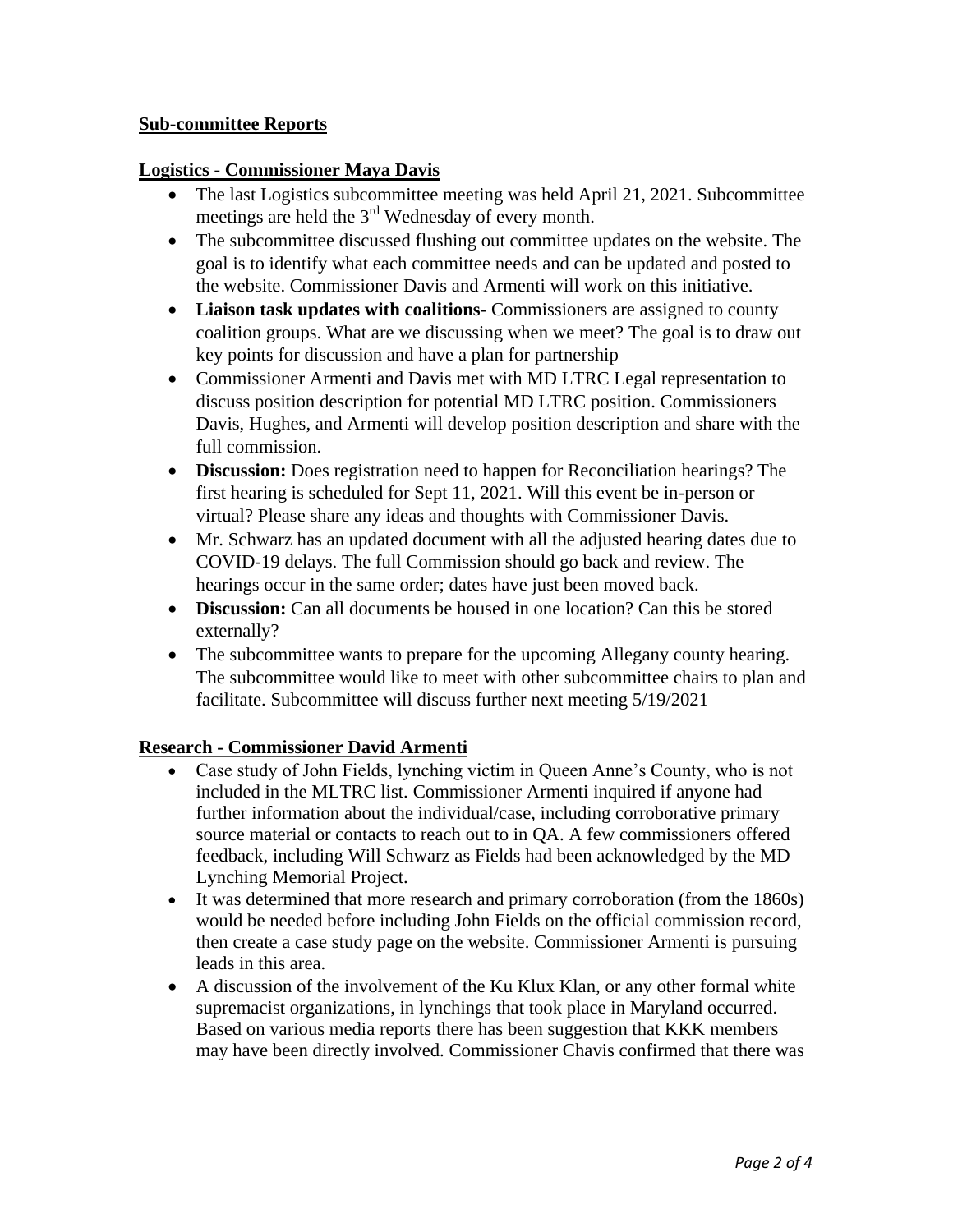## Sub-committee Reports

### Logistics - Commissioner Maya Davis

- The last Logistics subcommittee meeting was held April 21, 2021. Subcommittee meetings are held the 3rd Wednesday of every month.
- The subcommittee discussed flushing out committee updates on the website. The goal is to identify what each committee needs and can be updated and posted to the website. Commissioner Davis and Armenti will work on this initiative.
- **Liaison task updates with coalitions**- Commissioners are assigned to county coalition groups. What are we discussing when we meet? The goal is to draw out key points for discussion and have a plan for partnership
- Commissioner Armenti and Davis met with MD LTRC Legal representation to discuss position description for potential MD LTRC position. Commissioners Davis, Hughes, and Armenti will develop position description and share with the full commission.
- **Discussion:** Does registration need to happen for Reconciliation hearings? The first hearing is scheduled for Sept 11, 2021. Will this event be in-person or virtual? Please share any ideas and thoughts with Commissioner Davis.
- Mr. Schwarz has an updated document with all the adjusted hearing dates due to COVID-19 delays. The full Commission should go back and review. The hearings occur in the same order; dates have just been moved back.
- **Discussion:** Can all documents be housed in one location? Can this be stored externally?
- The subcommittee wants to prepare for the upcoming Allegany county hearing. The subcommittee would like to meet with other subcommittee chairs to plan and facilitate. Subcommittee will discuss further next meeting 5/19/2021

### Research - Commissioner David Armenti

- Case study of John Fields, lynching victim in Queen Anne's County, who is not included in the MLTRC list. Commissioner Armenti inquired if anyone had further information about the individual/case, including corroborative primary source material or contacts to reach out to in QA. A few commissioners offered feedback, including Will Schwarz as Fields had been acknowledged by the MD Lynching Memorial Project.
- It was determined that more research and primary corroboration (from the 1860s) would be needed before including John Fields on the official commission record, then create a case study page on the website. Commissioner Armenti is pursuing leads in this area.
- A discussion of the involvement of the Ku Klux Klan, or any other formal white supremacist organizations, in lynchings that took place in Maryland occurred. Based on various media reports there has been suggestion that KKK members may have been directly involved. Commissioner Chavis confirmed that there was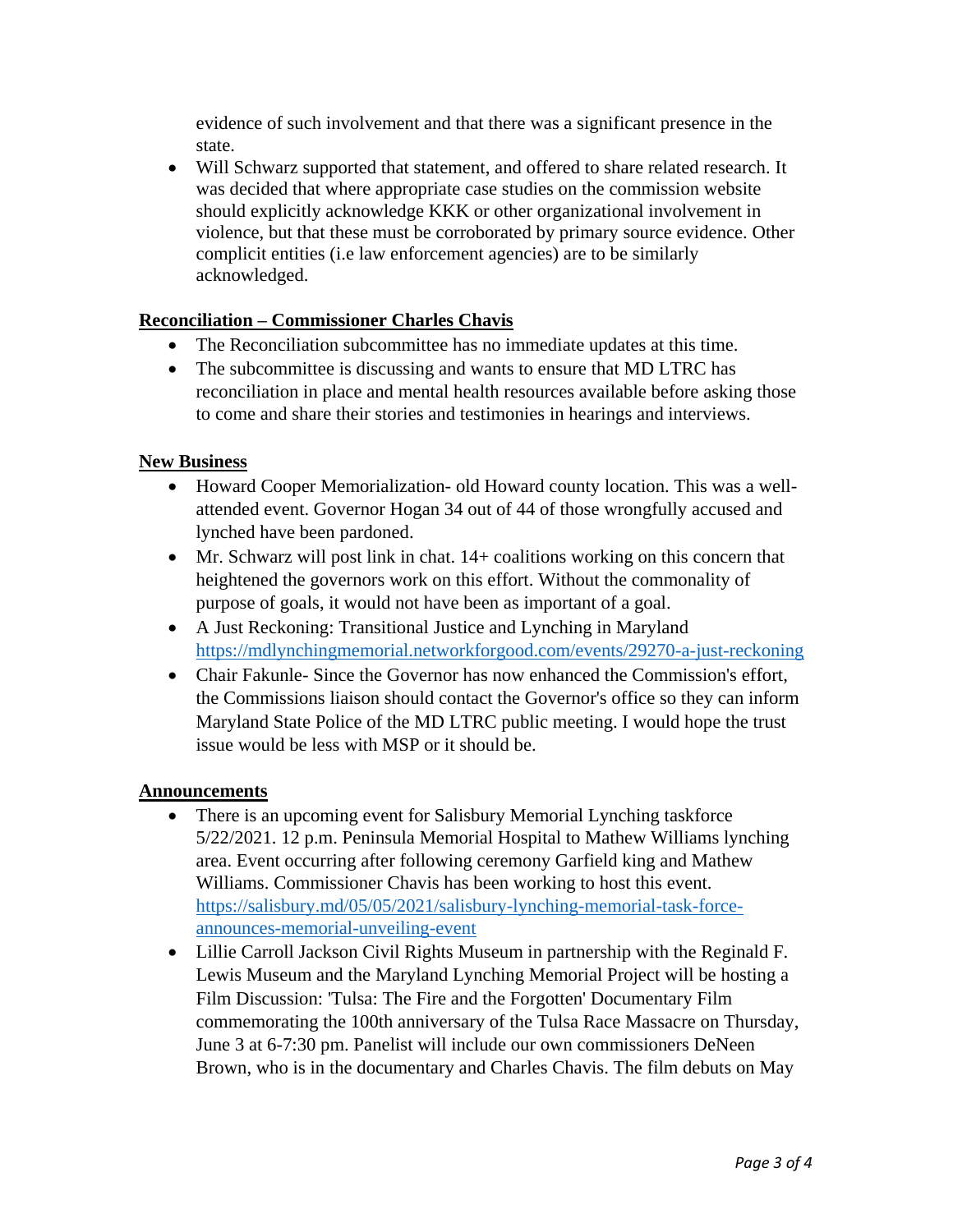evidence of such involvement and that there was a significant presence in the state.
- Will Schwarz supported that statement, and offered to share related research. It was decided that where appropriate case studies on the commission website should explicitly acknowledge KKK or other organizational involvement in violence, but that these must be corroborated by primary source evidence. Other complicit entities (i.e law enforcement agencies) are to be similarly acknowledged.

**Reconciliation – Commissioner Charles Chavis**

- The Reconciliation subcommittee has no immediate updates at this time.
- The subcommittee is discussing and wants to ensure that MD LTRC has reconciliation in place and mental health resources available before asking those to come and share their stories and testimonies in hearings and interviews.

**New Business**

- Howard Cooper Memorialization- old Howard county location. This was a well-attended event. Governor Hogan 34 out of 44 of those wrongfully accused and lynched have been pardoned.
- Mr. Schwarz will post link in chat. 14+ coalitions working on this concern that heightened the governors work on this effort. Without the commonality of purpose of goals, it would not have been as important of a goal.
- A Just Reckoning: Transitional Justice and Lynching in Maryland https://mdlynchingmemorial.networkforgood.com/events/29270-a-just-reckoning
- Chair Fakunle- Since the Governor has now enhanced the Commission's effort, the Commissions liaison should contact the Governor's office so they can inform Maryland State Police of the MD LTRC public meeting. I would hope the trust issue would be less with MSP or it should be.

**Announcements**

- There is an upcoming event for Salisbury Memorial Lynching taskforce 5/22/2021. 12 p.m. Peninsula Memorial Hospital to Mathew Williams lynching area. Event occurring after following ceremony Garfield king and Mathew Williams. Commissioner Chavis has been working to host this event. https://salisbury.md/05/05/2021/salisbury-lynching-memorial-task-force-announces-memorial-unveiling-event
- Lillie Carroll Jackson Civil Rights Museum in partnership with the Reginald F. Lewis Museum and the Maryland Lynching Memorial Project will be hosting a Film Discussion: 'Tulsa: The Fire and the Forgotten' Documentary Film commemorating the 100th anniversary of the Tulsa Race Massacre on Thursday, June 3 at 6-7:30 pm. Panelist will include our own commissioners DeNeen Brown, who is in the documentary and Charles Chavis. The film debuts on May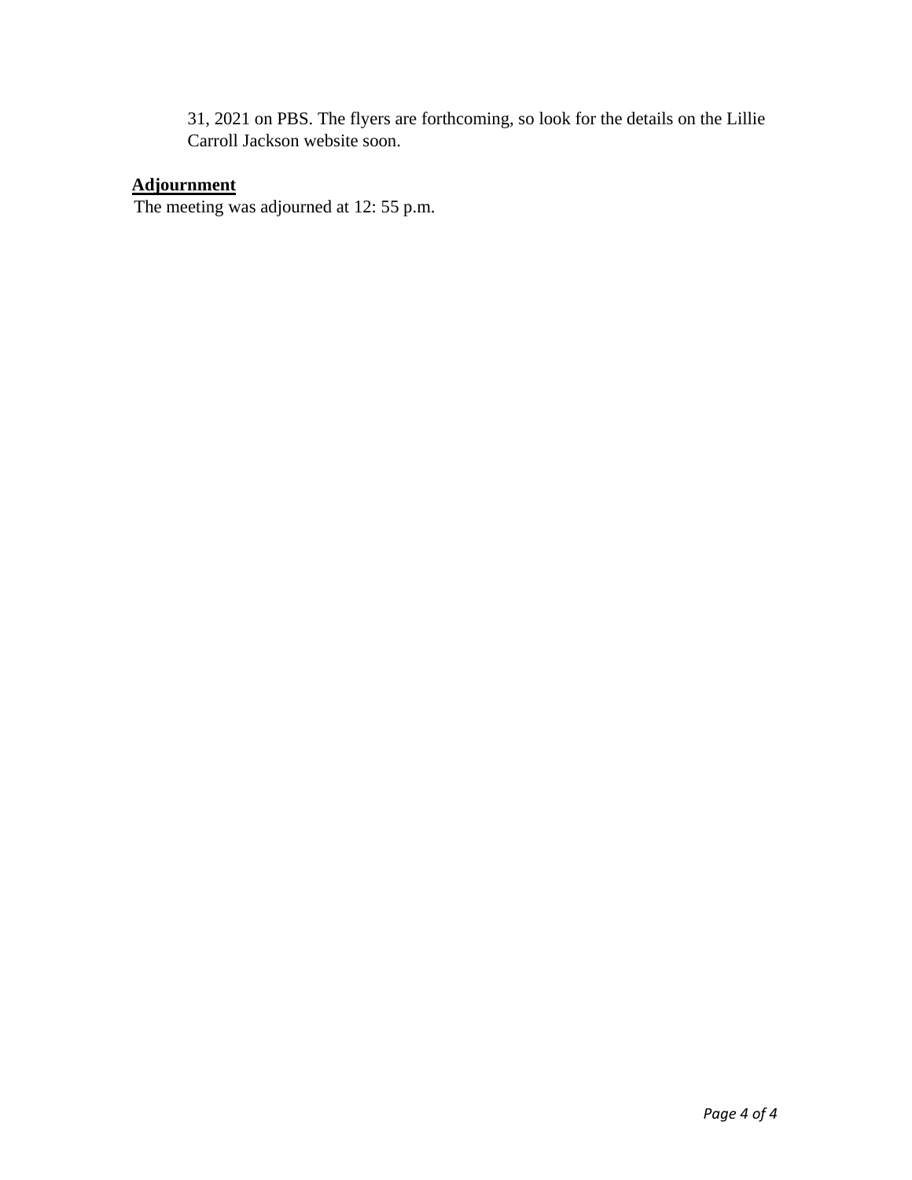31, 2021 on PBS. The flyers are forthcoming, so look for the details on the Lillie Carroll Jackson website soon.

## Adjournment

The meeting was adjourned at 12: 55 p.m.